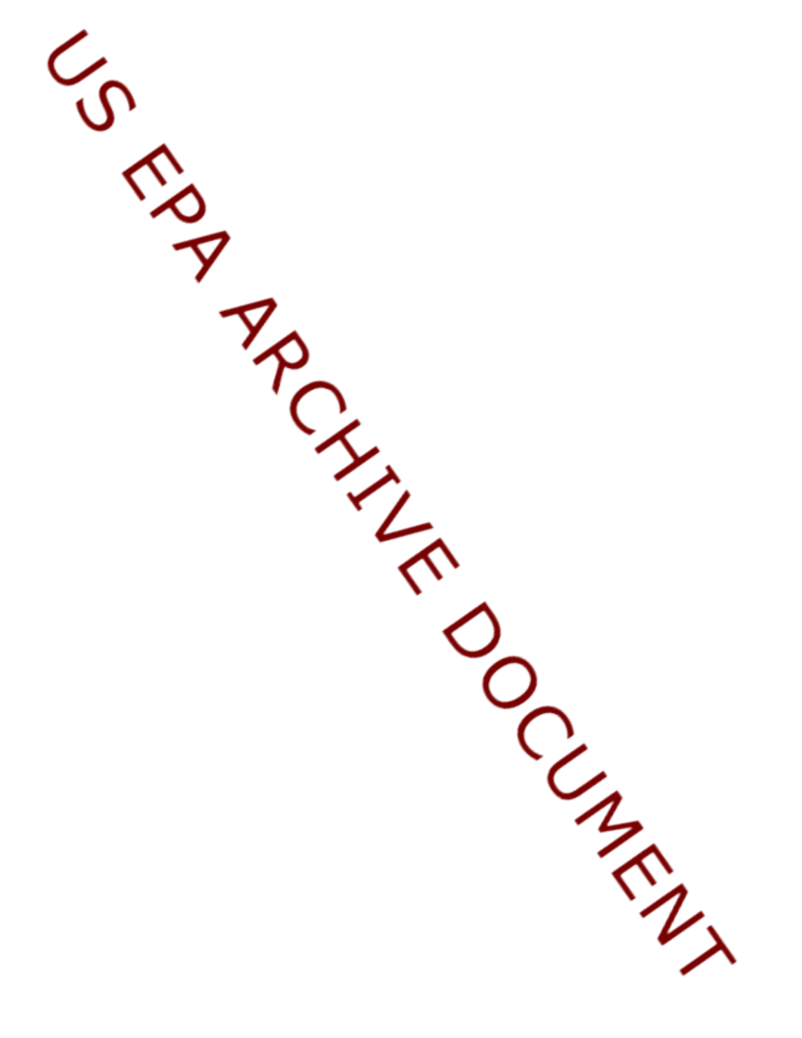US EPA ARCHIVE DOCUMENT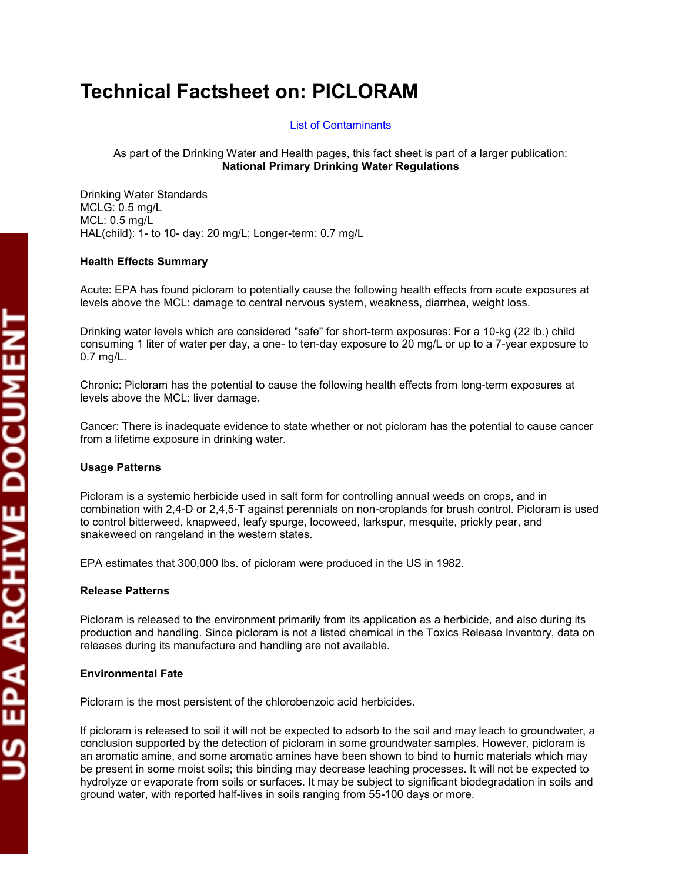# Technical Factsheet on: PICLORAM

List of Contaminants

As part of the Drinking Water and Health pages, this fact sheet is part of a larger publication:
**National Primary Drinking Water Regulations**

Drinking Water Standards
MCLG: 0.5 mg/L
MCL: 0.5 mg/L
HAL(child): 1- to 10- day: 20 mg/L; Longer-term: 0.7 mg/L

**Health Effects Summary**

Acute: EPA has found picloram to potentially cause the following health effects from acute exposures at levels above the MCL: damage to central nervous system, weakness, diarrhea, weight loss.

Drinking water levels which are considered "safe" for short-term exposures: For a 10-kg (22 lb.) child consuming 1 liter of water per day, a one- to ten-day exposure to 20 mg/L or up to a 7-year exposure to 0.7 mg/L.

Chronic: Picloram has the potential to cause the following health effects from long-term exposures at levels above the MCL: liver damage.

Cancer: There is inadequate evidence to state whether or not picloram has the potential to cause cancer from a lifetime exposure in drinking water.

**Usage Patterns**

Picloram is a systemic herbicide used in salt form for controlling annual weeds on crops, and in combination with 2,4-D or 2,4,5-T against perennials on non-croplands for brush control. Picloram is used to control bitterweed, knapweed, leafy spurge, locoweed, larkspur, mesquite, prickly pear, and snakeweed on rangeland in the western states.

EPA estimates that 300,000 lbs. of picloram were produced in the US in 1982.

**Release Patterns**

Picloram is released to the environment primarily from its application as a herbicide, and also during its production and handling. Since picloram is not a listed chemical in the Toxics Release Inventory, data on releases during its manufacture and handling are not available.

**Environmental Fate**

Picloram is the most persistent of the chlorobenzoic acid herbicides.

If picloram is released to soil it will not be expected to adsorb to the soil and may leach to groundwater, a conclusion supported by the detection of picloram in some groundwater samples. However, picloram is an aromatic amine, and some aromatic amines have been shown to bind to humic materials which may be present in some moist soils; this binding may decrease leaching processes. It will not be expected to hydrolyze or evaporate from soils or surfaces. It may be subject to significant biodegradation in soils and ground water, with reported half-lives in soils ranging from 55-100 days or more.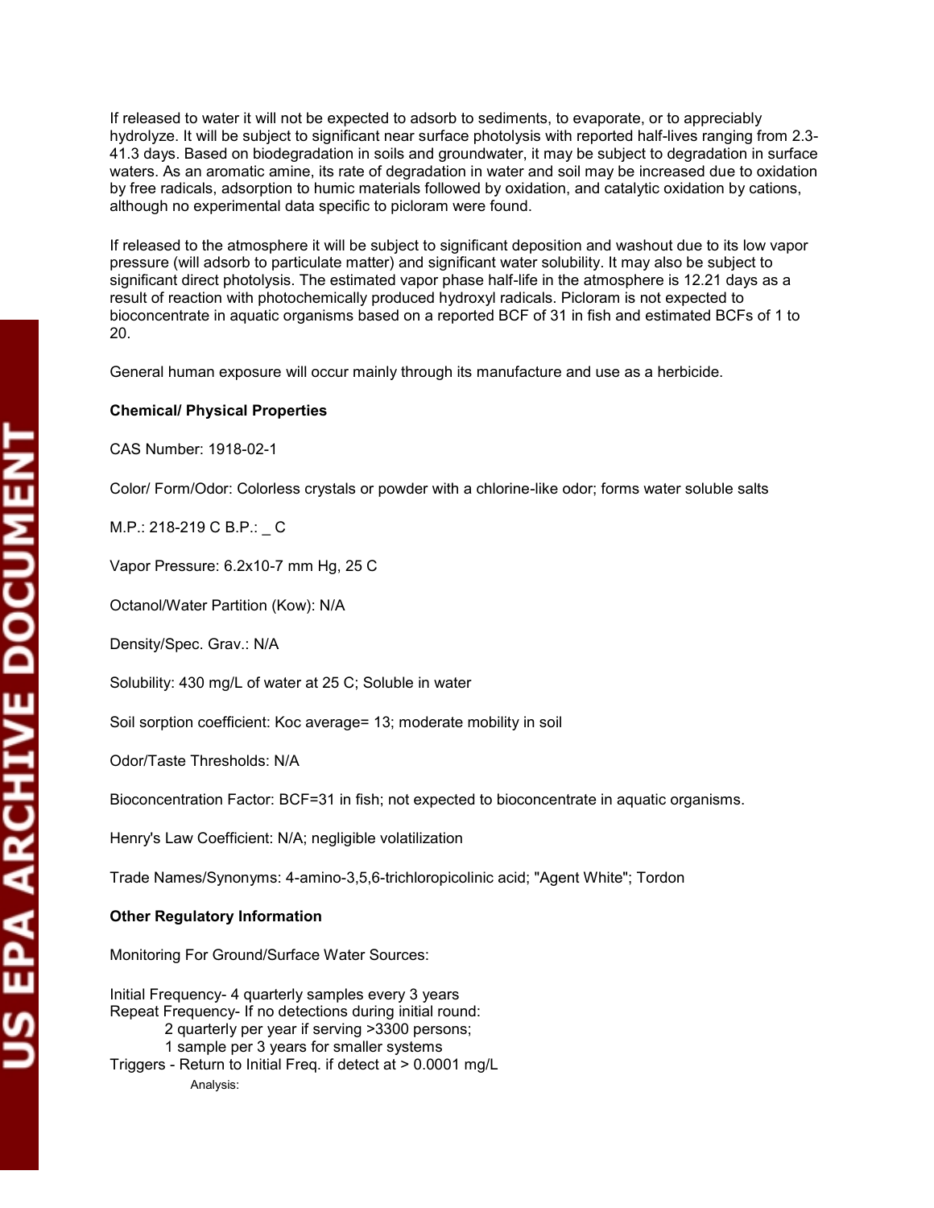If released to water it will not be expected to adsorb to sediments, to evaporate, or to appreciably hydrolyze. It will be subject to significant near surface photolysis with reported half-lives ranging from 2.3-41.3 days. Based on biodegradation in soils and groundwater, it may be subject to degradation in surface waters. As an aromatic amine, its rate of degradation in water and soil may be increased due to oxidation by free radicals, adsorption to humic materials followed by oxidation, and catalytic oxidation by cations, although no experimental data specific to picloram were found.

If released to the atmosphere it will be subject to significant deposition and washout due to its low vapor pressure (will adsorb to particulate matter) and significant water solubility. It may also be subject to significant direct photolysis. The estimated vapor phase half-life in the atmosphere is 12.21 days as a result of reaction with photochemically produced hydroxyl radicals. Picloram is not expected to bioconcentrate in aquatic organisms based on a reported BCF of 31 in fish and estimated BCFs of 1 to 20.

General human exposure will occur mainly through its manufacture and use as a herbicide.

**Chemical/ Physical Properties**

CAS Number: 1918-02-1

Color/ Form/Odor: Colorless crystals or powder with a chlorine-like odor; forms water soluble salts

M.P.: 218-219 C B.P.: _ C

Vapor Pressure: $6.2 \times 10^{-7}$ mm Hg, 25 C

Octanol/Water Partition (Kow): N/A

Density/Spec. Grav.: N/A

Solubility: 430 mg/L of water at 25 C; Soluble in water

Soil sorption coefficient: Koc average= 13; moderate mobility in soil

Odor/Taste Thresholds: N/A

Bioconcentration Factor: BCF=31 in fish; not expected to bioconcentrate in aquatic organisms.

Henry's Law Coefficient: N/A; negligible volatilization

Trade Names/Synonyms: 4-amino-3,5,6-trichloropicolinic acid; "Agent White"; Tordon

**Other Regulatory Information**

Monitoring For Ground/Surface Water Sources:

Initial Frequency- 4 quarterly samples every 3 years
Repeat Frequency- If no detections during initial round:
    2 quarterly per year if serving >3300 persons;
    1 sample per 3 years for smaller systems
Triggers - Return to Initial Freq. if detect at > 0.0001 mg/L
    Analysis: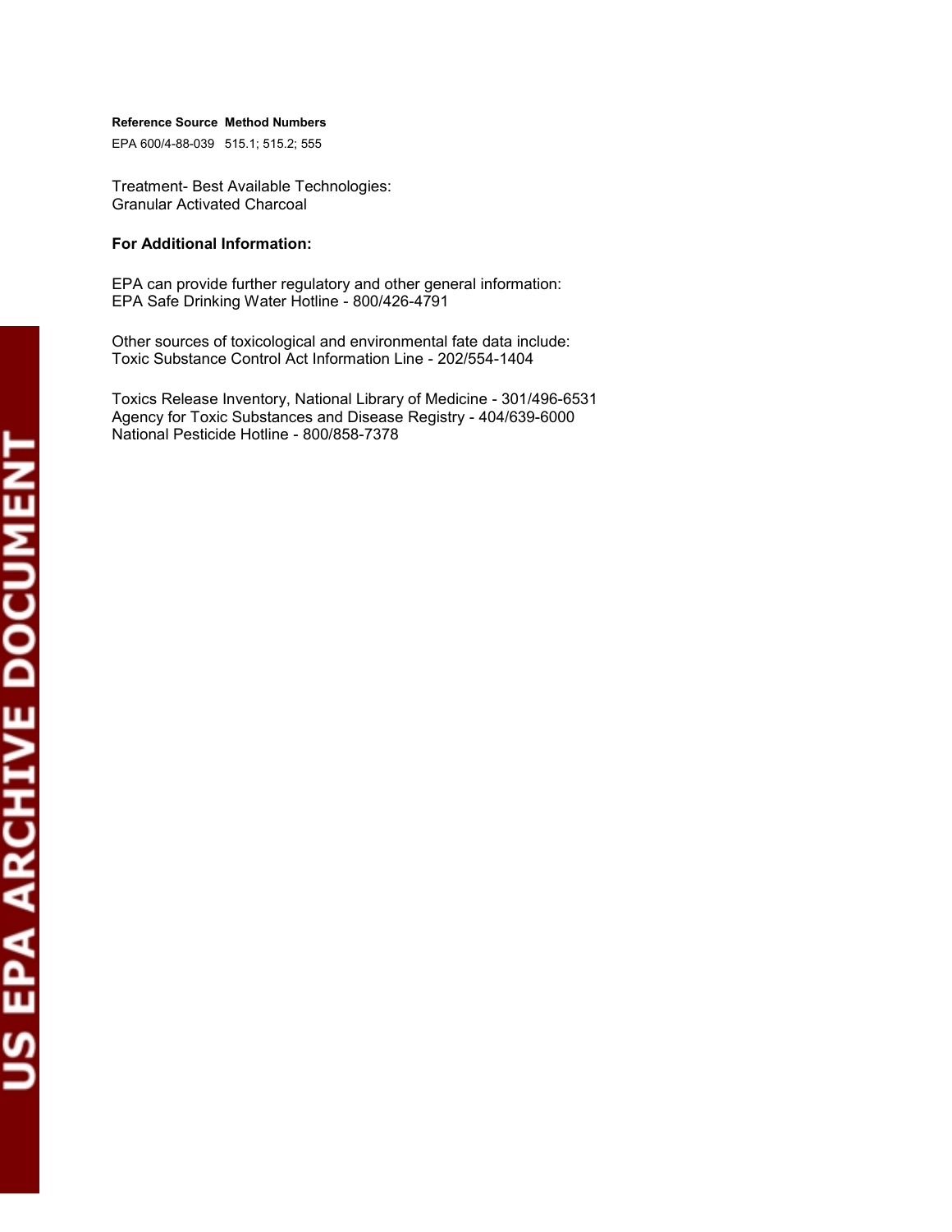| Reference Source | Method Numbers |
|---|---|
| EPA 600/4-88-039 | 515.1; 515.2; 555 |

Treatment- Best Available Technologies:
Granular Activated Charcoal

**For Additional Information:**

EPA can provide further regulatory and other general information:
EPA Safe Drinking Water Hotline - 800/426-4791

Other sources of toxicological and environmental fate data include:
Toxic Substance Control Act Information Line - 202/554-1404

Toxics Release Inventory, National Library of Medicine - 301/496-6531
Agency for Toxic Substances and Disease Registry - 404/639-6000
National Pesticide Hotline - 800/858-7378